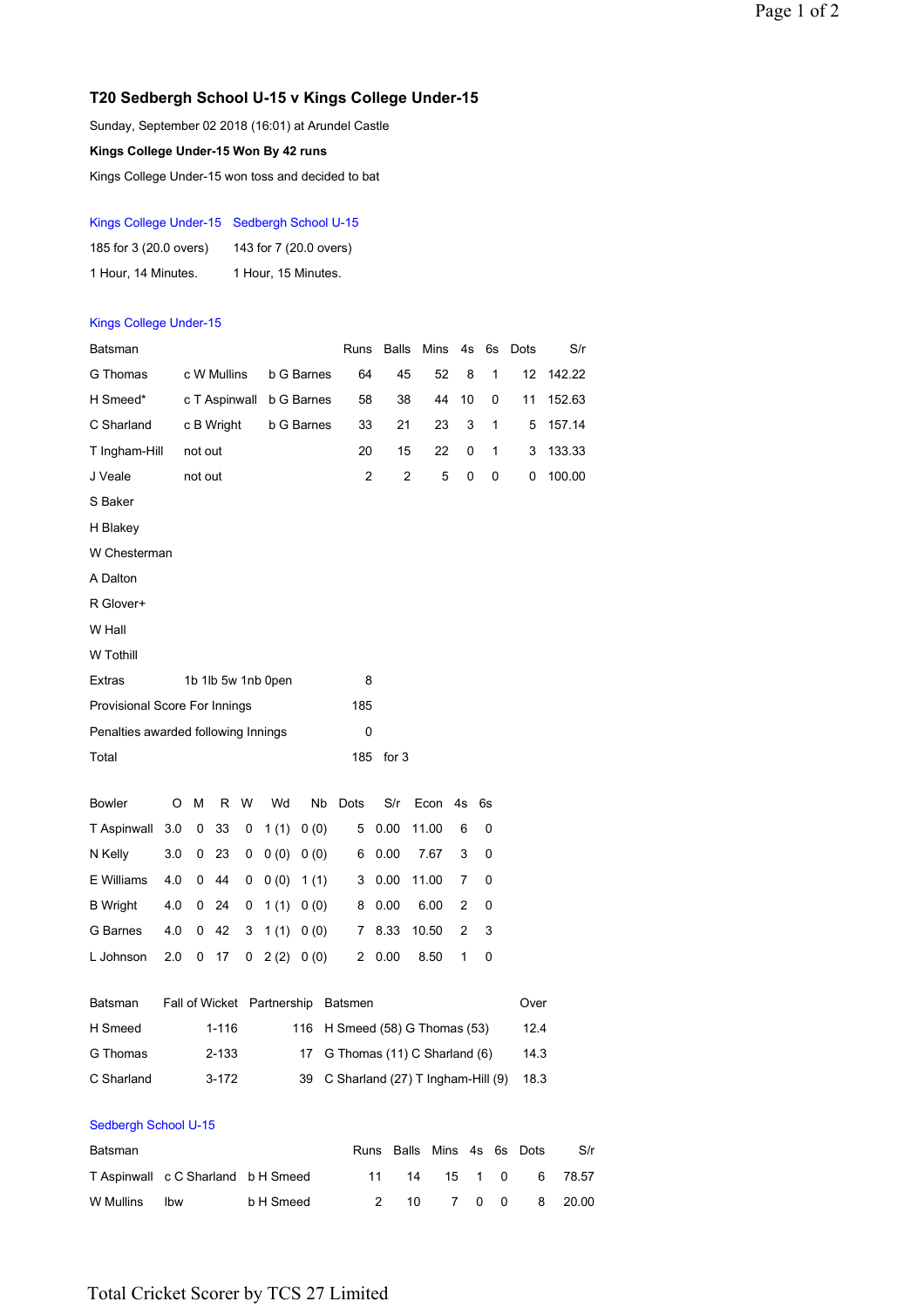### T20 Sedbergh School U-15 v Kings College Under-15

Sunday, September 02 2018 (16:01) at Arundel Castle

**Kings College Under-15 Won By 42 runs**

Kings College Under-15 won toss and decided to bat

| Kings College Under-15 | Sedbergh School U-15 |
|---|---|
| 185 for 3 (20.0 overs) | 143 for 7 (20.0 overs) |
| 1 Hour, 14 Minutes. | 1 Hour, 15 Minutes. |

#### Kings College Under-15

| Batsman | | | Runs | Balls | Mins | 4s | 6s | Dots | S/r |
|---|---|---|---|---|---|---|---|---|---|
| G Thomas | c W Mullins | b G Barnes | 64 | 45 | 52 | 8 | 1 | 12 | 142.22 |
| H Smeed* | c T Aspinwall | b G Barnes | 58 | 38 | 44 | 10 | 0 | 11 | 152.63 |
| C Sharland | c B Wright | b G Barnes | 33 | 21 | 23 | 3 | 1 | 5 | 157.14 |
| T Ingham-Hill | not out | | 20 | 15 | 22 | 0 | 1 | 3 | 133.33 |
| J Veale | not out | | 2 | 2 | 5 | 0 | 0 | 0 | 100.00 |
| S Baker | | | | | | | | | |
| H Blakey | | | | | | | | | |
| W Chesterman | | | | | | | | | |
| A Dalton | | | | | | | | | |
| R Glover+ | | | | | | | | | |
| W Hall | | | | | | | | | |
| W Tothill | | | | | | | | | |
| Extras | 1b 1lb 5w 1nb 0pen | | 8 | | | | | | |
| Provisional Score For Innings | | | 185 | | | | | | |
| Penalties awarded following Innings | | | 0 | | | | | | |
| Total | | | 185 | for 3 | | | | | |

| Bowler | O | M | R | W | Wd | Nb | Dots | S/r | Econ | 4s | 6s |
|---|---|---|---|---|---|---|---|---|---|---|---|
| T Aspinwall | 3.0 | 0 | 33 | 0 | 1 (1) | 0 (0) | 5 | 0.00 | 11.00 | 6 | 0 |
| N Kelly | 3.0 | 0 | 23 | 0 | 0 (0) | 0 (0) | 6 | 0.00 | 7.67 | 3 | 0 |
| E Williams | 4.0 | 0 | 44 | 0 | 0 (0) | 1 (1) | 3 | 0.00 | 11.00 | 7 | 0 |
| B Wright | 4.0 | 0 | 24 | 0 | 1 (1) | 0 (0) | 8 | 0.00 | 6.00 | 2 | 0 |
| G Barnes | 4.0 | 0 | 42 | 3 | 1 (1) | 0 (0) | 7 | 8.33 | 10.50 | 2 | 3 |
| L Johnson | 2.0 | 0 | 17 | 0 | 2 (2) | 0 (0) | 2 | 0.00 | 8.50 | 1 | 0 |

| Batsman | Fall of Wicket | Partnership | Batsmen | Over |
|---|---|---|---|---|
| H Smeed | 1-116 | 116 | H Smeed (58) G Thomas (53) | 12.4 |
| G Thomas | 2-133 | 17 | G Thomas (11) C Sharland (6) | 14.3 |
| C Sharland | 3-172 | 39 | C Sharland (27) T Ingham-Hill (9) | 18.3 |

#### Sedbergh School U-15

| Batsman | | | Runs | Balls | Mins | 4s | 6s | Dots | S/r |
|---|---|---|---|---|---|---|---|---|---|
| T Aspinwall | c C Sharland | b H Smeed | 11 | 14 | 15 | 1 | 0 | 6 | 78.57 |
| W Mullins | lbw | b H Smeed | 2 | 10 | 7 | 0 | 0 | 8 | 20.00 |

Total Cricket Scorer by TCS 27 Limited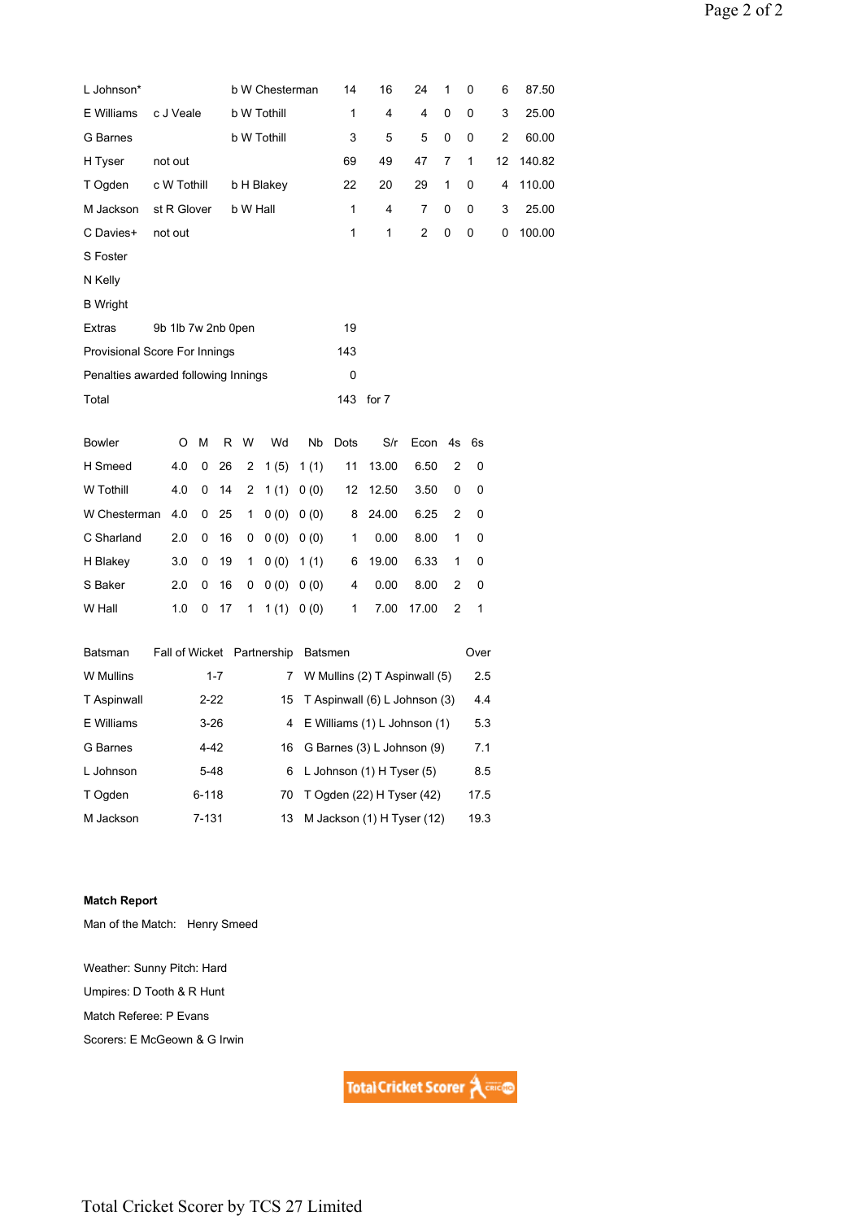| | | | | | | | | | |
|---|---|---|---|---|---|---|---|---|---|
| L Johnson* | | b W Chesterman | 14 | 16 | 24 | 1 | 0 | 6 | 87.50 |
| E Williams | c J Veale | b W Tothill | 1 | 4 | 4 | 0 | 0 | 3 | 25.00 |
| G Barnes | | b W Tothill | 3 | 5 | 5 | 0 | 0 | 2 | 60.00 |
| H Tyser | not out | | 69 | 49 | 47 | 7 | 1 | 12 | 140.82 |
| T Ogden | c W Tothill | b H Blakey | 22 | 20 | 29 | 1 | 0 | 4 | 110.00 |
| M Jackson | st R Glover | b W Hall | 1 | 4 | 7 | 0 | 0 | 3 | 25.00 |
| C Davies+ | not out | | 1 | 1 | 2 | 0 | 0 | 0 | 100.00 |
| S Foster | | | | | | | | | |
| N Kelly | | | | | | | | | |
| B Wright | | | | | | | | | |
| Extras | 9b 1lb 7w 2nb 0pen | | 19 | | | | | | |
| Provisional Score For Innings | | | 143 | | | | | | |
| Penalties awarded following Innings | | | 0 | | | | | | |
| Total | | | 143 | for 7 | | | | | |

| Bowler | O | M | R | W | Wd | Nb | Dots | S/r | Econ | 4s | 6s |
|---|---|---|---|---|---|---|---|---|---|---|---|
| H Smeed | 4.0 | 0 | 26 | 2 | 1 (5) | 1 (1) | 11 | 13.00 | 6.50 | 2 | 0 |
| W Tothill | 4.0 | 0 | 14 | 2 | 1 (1) | 0 (0) | 12 | 12.50 | 3.50 | 0 | 0 |
| W Chesterman | 4.0 | 0 | 25 | 1 | 0 (0) | 0 (0) | 8 | 24.00 | 6.25 | 2 | 0 |
| C Sharland | 2.0 | 0 | 16 | 0 | 0 (0) | 0 (0) | 1 | 0.00 | 8.00 | 1 | 0 |
| H Blakey | 3.0 | 0 | 19 | 1 | 0 (0) | 1 (1) | 6 | 19.00 | 6.33 | 1 | 0 |
| S Baker | 2.0 | 0 | 16 | 0 | 0 (0) | 0 (0) | 4 | 0.00 | 8.00 | 2 | 0 |
| W Hall | 1.0 | 0 | 17 | 1 | 1 (1) | 0 (0) | 1 | 7.00 | 17.00 | 2 | 1 |

| Batsman | Fall of Wicket | Partnership | Batsmen | Over |
|---|---|---|---|---|
| W Mullins | 1-7 | 7 | W Mullins (2) T Aspinwall (5) | 2.5 |
| T Aspinwall | 2-22 | 15 | T Aspinwall (6) L Johnson (3) | 4.4 |
| E Williams | 3-26 | 4 | E Williams (1) L Johnson (1) | 5.3 |
| G Barnes | 4-42 | 16 | G Barnes (3) L Johnson (9) | 7.1 |
| L Johnson | 5-48 | 6 | L Johnson (1) H Tyser (5) | 8.5 |
| T Ogden | 6-118 | 70 | T Ogden (22) H Tyser (42) | 17.5 |
| M Jackson | 7-131 | 13 | M Jackson (1) H Tyser (12) | 19.3 |

**Match Report**

Man of the Match: Henry Smeed

Weather: Sunny Pitch: Hard

Umpires: D Tooth & R Hunt

Match Referee: P Evans

Scorers: E McGeown & G Irwin

Total Cricket Scorer

Total Cricket Scorer by TCS 27 Limited